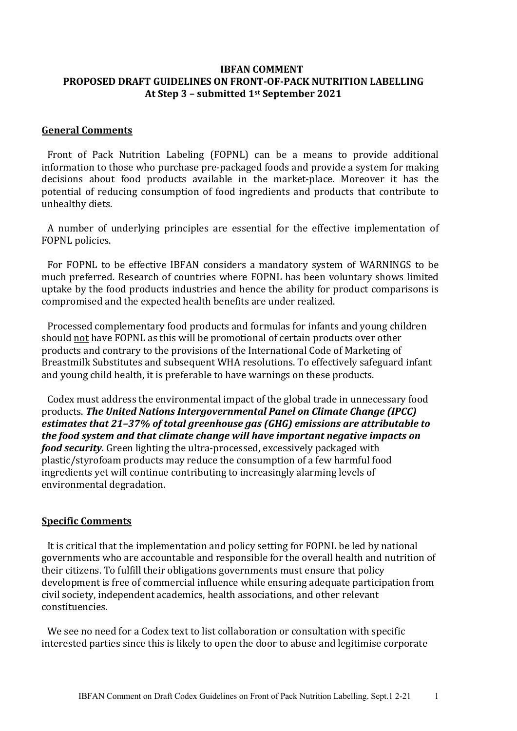**IBFAN COMMENT**
**PROPOSED DRAFT GUIDELINES ON FRONT-OF-PACK NUTRITION LABELLING**
**At Step 3 – submitted 1st September 2021**

## General Comments

Front of Pack Nutrition Labeling (FOPNL) can be a means to provide additional information to those who purchase pre-packaged foods and provide a system for making decisions about food products available in the market-place. Moreover it has the potential of reducing consumption of food ingredients and products that contribute to unhealthy diets.

A number of underlying principles are essential for the effective implementation of FOPNL policies.

For FOPNL to be effective IBFAN considers a mandatory system of WARNINGS to be much preferred. Research of countries where FOPNL has been voluntary shows limited uptake by the food products industries and hence the ability for product comparisons is compromised and the expected health benefits are under realized.

Processed complementary food products and formulas for infants and young children should not have FOPNL as this will be promotional of certain products over other products and contrary to the provisions of the International Code of Marketing of Breastmilk Substitutes and subsequent WHA resolutions. To effectively safeguard infant and young child health, it is preferable to have warnings on these products.

Codex must address the environmental impact of the global trade in unnecessary food products. ***The United Nations Intergovernmental Panel on Climate Change (IPCC) estimates that 21–37% of total greenhouse gas (GHG) emissions are attributable to the food system and that climate change will have important negative impacts on food security.*** Green lighting the ultra-processed, excessively packaged with plastic/styrofoam products may reduce the consumption of a few harmful food ingredients yet will continue contributing to increasingly alarming levels of environmental degradation.

## Specific Comments

It is critical that the implementation and policy setting for FOPNL be led by national governments who are accountable and responsible for the overall health and nutrition of their citizens. To fulfill their obligations governments must ensure that policy development is free of commercial influence while ensuring adequate participation from civil society, independent academics, health associations, and other relevant constituencies.

We see no need for a Codex text to list collaboration or consultation with specific interested parties since this is likely to open the door to abuse and legitimise corporate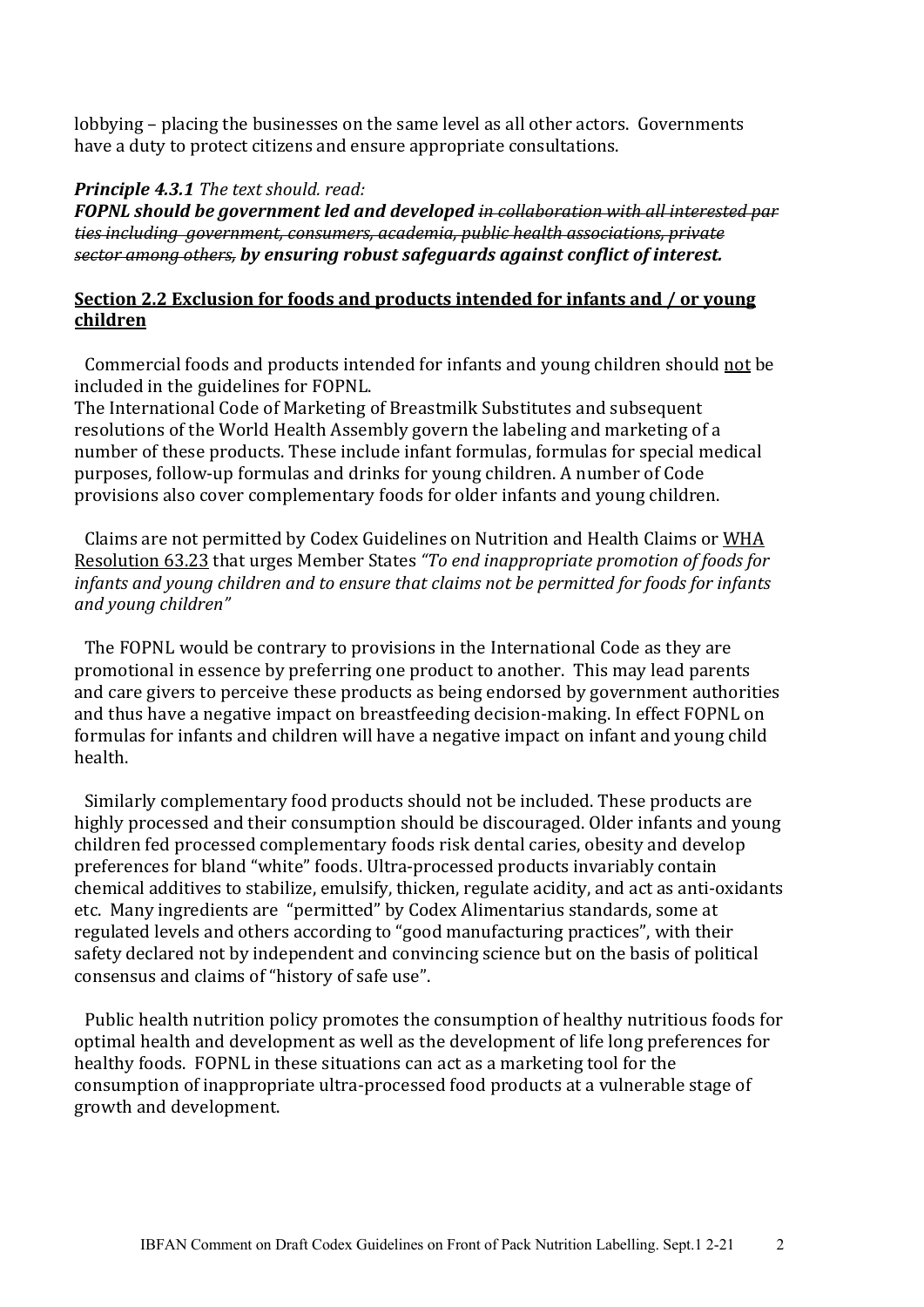lobbying – placing the businesses on the same level as all other actors. Governments have a duty to protect citizens and ensure appropriate consultations.

***Principle 4.3.1*** *The text should. read:*
***FOPNL should be government led and developed*** ~~*in collaboration with all interested par ties including government, consumers, academia, public health associations, private sector among others,*~~ ***by ensuring robust safeguards against conflict of interest.***

**Section 2.2 Exclusion for foods and products intended for infants and / or young children**

Commercial foods and products intended for infants and young children should not be included in the guidelines for FOPNL.
The International Code of Marketing of Breastmilk Substitutes and subsequent resolutions of the World Health Assembly govern the labeling and marketing of a number of these products. These include infant formulas, formulas for special medical purposes, follow-up formulas and drinks for young children. A number of Code provisions also cover complementary foods for older infants and young children.

Claims are not permitted by Codex Guidelines on Nutrition and Health Claims or WHA Resolution 63.23 that urges Member States *"To end inappropriate promotion of foods for infants and young children and to ensure that claims not be permitted for foods for infants and young children"*

The FOPNL would be contrary to provisions in the International Code as they are promotional in essence by preferring one product to another. This may lead parents and care givers to perceive these products as being endorsed by government authorities and thus have a negative impact on breastfeeding decision-making. In effect FOPNL on formulas for infants and children will have a negative impact on infant and young child health.

Similarly complementary food products should not be included. These products are highly processed and their consumption should be discouraged. Older infants and young children fed processed complementary foods risk dental caries, obesity and develop preferences for bland "white" foods. Ultra-processed products invariably contain chemical additives to stabilize, emulsify, thicken, regulate acidity, and act as anti-oxidants etc. Many ingredients are "permitted" by Codex Alimentarius standards, some at regulated levels and others according to "good manufacturing practices", with their safety declared not by independent and convincing science but on the basis of political consensus and claims of "history of safe use".

Public health nutrition policy promotes the consumption of healthy nutritious foods for optimal health and development as well as the development of life long preferences for healthy foods. FOPNL in these situations can act as a marketing tool for the consumption of inappropriate ultra-processed food products at a vulnerable stage of growth and development.